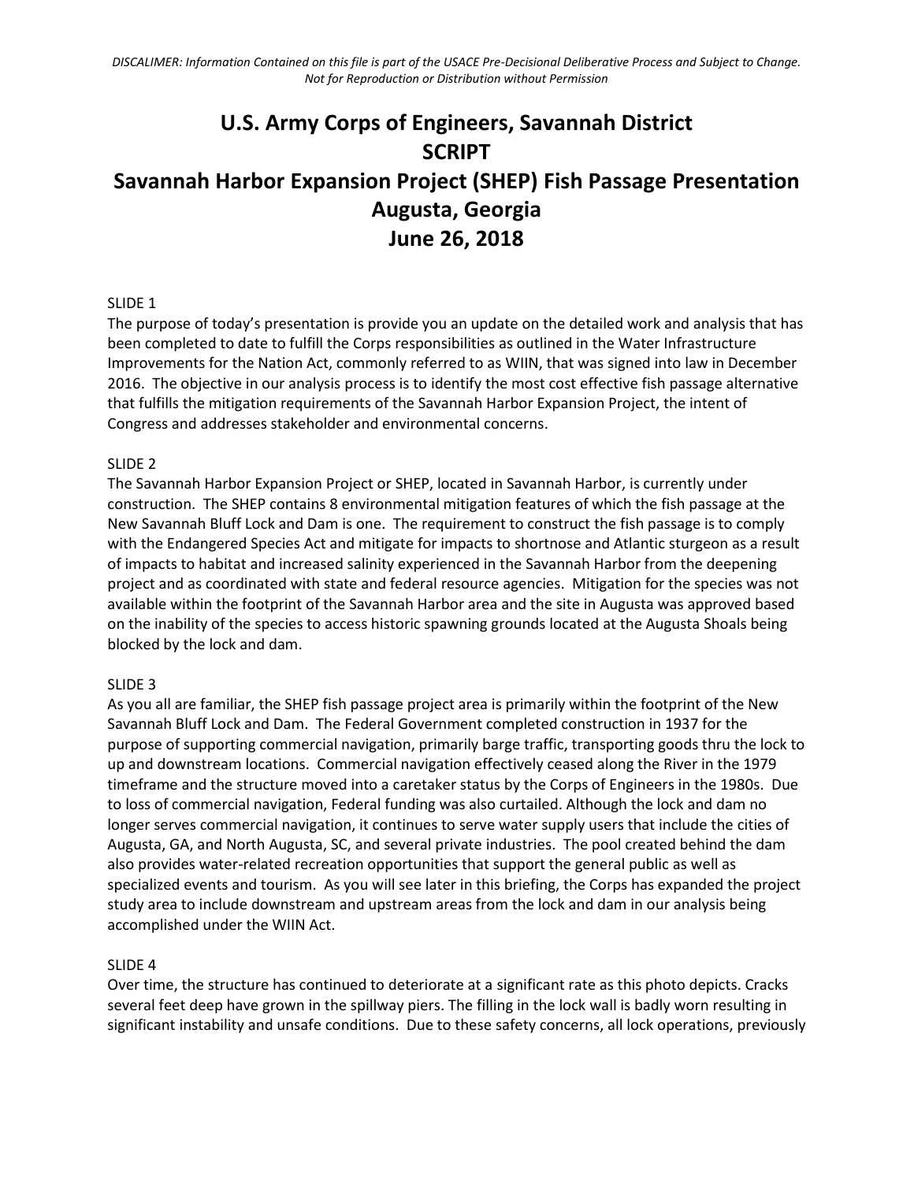*DISCALIMER: Information Contained on this file is part of the USACE Pre-Decisional Deliberative Process and Subject to Change. Not for Reproduction or Distribution without Permission*

# U.S. Army Corps of Engineers, Savannah District
# SCRIPT
# Savannah Harbor Expansion Project (SHEP) Fish Passage Presentation
# Augusta, Georgia
# June 26, 2018

SLIDE 1

The purpose of today's presentation is provide you an update on the detailed work and analysis that has been completed to date to fulfill the Corps responsibilities as outlined in the Water Infrastructure Improvements for the Nation Act, commonly referred to as WIIN, that was signed into law in December 2016. The objective in our analysis process is to identify the most cost effective fish passage alternative that fulfills the mitigation requirements of the Savannah Harbor Expansion Project, the intent of Congress and addresses stakeholder and environmental concerns.

SLIDE 2

The Savannah Harbor Expansion Project or SHEP, located in Savannah Harbor, is currently under construction. The SHEP contains 8 environmental mitigation features of which the fish passage at the New Savannah Bluff Lock and Dam is one. The requirement to construct the fish passage is to comply with the Endangered Species Act and mitigate for impacts to shortnose and Atlantic sturgeon as a result of impacts to habitat and increased salinity experienced in the Savannah Harbor from the deepening project and as coordinated with state and federal resource agencies. Mitigation for the species was not available within the footprint of the Savannah Harbor area and the site in Augusta was approved based on the inability of the species to access historic spawning grounds located at the Augusta Shoals being blocked by the lock and dam.

SLIDE 3

As you all are familiar, the SHEP fish passage project area is primarily within the footprint of the New Savannah Bluff Lock and Dam. The Federal Government completed construction in 1937 for the purpose of supporting commercial navigation, primarily barge traffic, transporting goods thru the lock to up and downstream locations. Commercial navigation effectively ceased along the River in the 1979 timeframe and the structure moved into a caretaker status by the Corps of Engineers in the 1980s. Due to loss of commercial navigation, Federal funding was also curtailed. Although the lock and dam no longer serves commercial navigation, it continues to serve water supply users that include the cities of Augusta, GA, and North Augusta, SC, and several private industries. The pool created behind the dam also provides water-related recreation opportunities that support the general public as well as specialized events and tourism. As you will see later in this briefing, the Corps has expanded the project study area to include downstream and upstream areas from the lock and dam in our analysis being accomplished under the WIIN Act.

SLIDE 4

Over time, the structure has continued to deteriorate at a significant rate as this photo depicts. Cracks several feet deep have grown in the spillway piers. The filling in the lock wall is badly worn resulting in significant instability and unsafe conditions. Due to these safety concerns, all lock operations, previously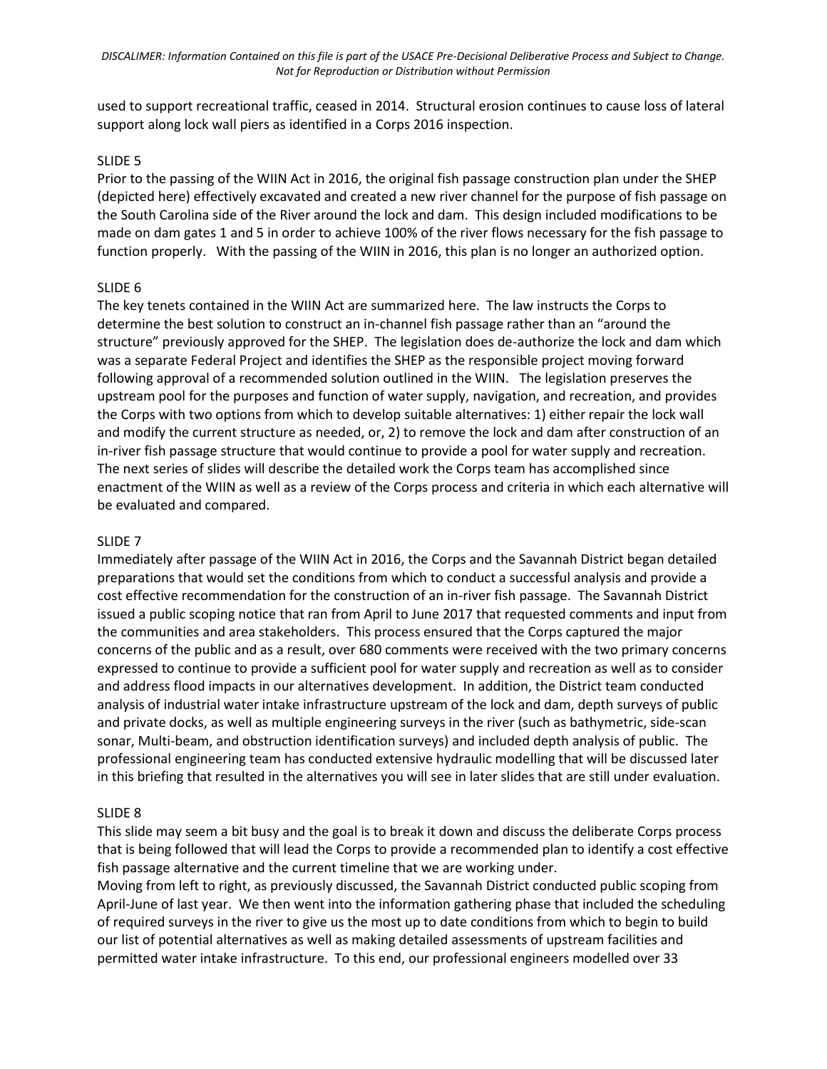used to support recreational traffic, ceased in 2014. Structural erosion continues to cause loss of lateral support along lock wall piers as identified in a Corps 2016 inspection.

SLIDE 5

Prior to the passing of the WIIN Act in 2016, the original fish passage construction plan under the SHEP (depicted here) effectively excavated and created a new river channel for the purpose of fish passage on the South Carolina side of the River around the lock and dam. This design included modifications to be made on dam gates 1 and 5 in order to achieve 100% of the river flows necessary for the fish passage to function properly. With the passing of the WIIN in 2016, this plan is no longer an authorized option.

SLIDE 6

The key tenets contained in the WIIN Act are summarized here. The law instructs the Corps to determine the best solution to construct an in-channel fish passage rather than an "around the structure" previously approved for the SHEP. The legislation does de-authorize the lock and dam which was a separate Federal Project and identifies the SHEP as the responsible project moving forward following approval of a recommended solution outlined in the WIIN. The legislation preserves the upstream pool for the purposes and function of water supply, navigation, and recreation, and provides the Corps with two options from which to develop suitable alternatives: 1) either repair the lock wall and modify the current structure as needed, or, 2) to remove the lock and dam after construction of an in-river fish passage structure that would continue to provide a pool for water supply and recreation. The next series of slides will describe the detailed work the Corps team has accomplished since enactment of the WIIN as well as a review of the Corps process and criteria in which each alternative will be evaluated and compared.

SLIDE 7

Immediately after passage of the WIIN Act in 2016, the Corps and the Savannah District began detailed preparations that would set the conditions from which to conduct a successful analysis and provide a cost effective recommendation for the construction of an in-river fish passage. The Savannah District issued a public scoping notice that ran from April to June 2017 that requested comments and input from the communities and area stakeholders. This process ensured that the Corps captured the major concerns of the public and as a result, over 680 comments were received with the two primary concerns expressed to continue to provide a sufficient pool for water supply and recreation as well as to consider and address flood impacts in our alternatives development. In addition, the District team conducted analysis of industrial water intake infrastructure upstream of the lock and dam, depth surveys of public and private docks, as well as multiple engineering surveys in the river (such as bathymetric, side-scan sonar, Multi-beam, and obstruction identification surveys) and included depth analysis of public. The professional engineering team has conducted extensive hydraulic modelling that will be discussed later in this briefing that resulted in the alternatives you will see in later slides that are still under evaluation.

SLIDE 8

This slide may seem a bit busy and the goal is to break it down and discuss the deliberate Corps process that is being followed that will lead the Corps to provide a recommended plan to identify a cost effective fish passage alternative and the current timeline that we are working under.

Moving from left to right, as previously discussed, the Savannah District conducted public scoping from April-June of last year. We then went into the information gathering phase that included the scheduling of required surveys in the river to give us the most up to date conditions from which to begin to build our list of potential alternatives as well as making detailed assessments of upstream facilities and permitted water intake infrastructure. To this end, our professional engineers modelled over 33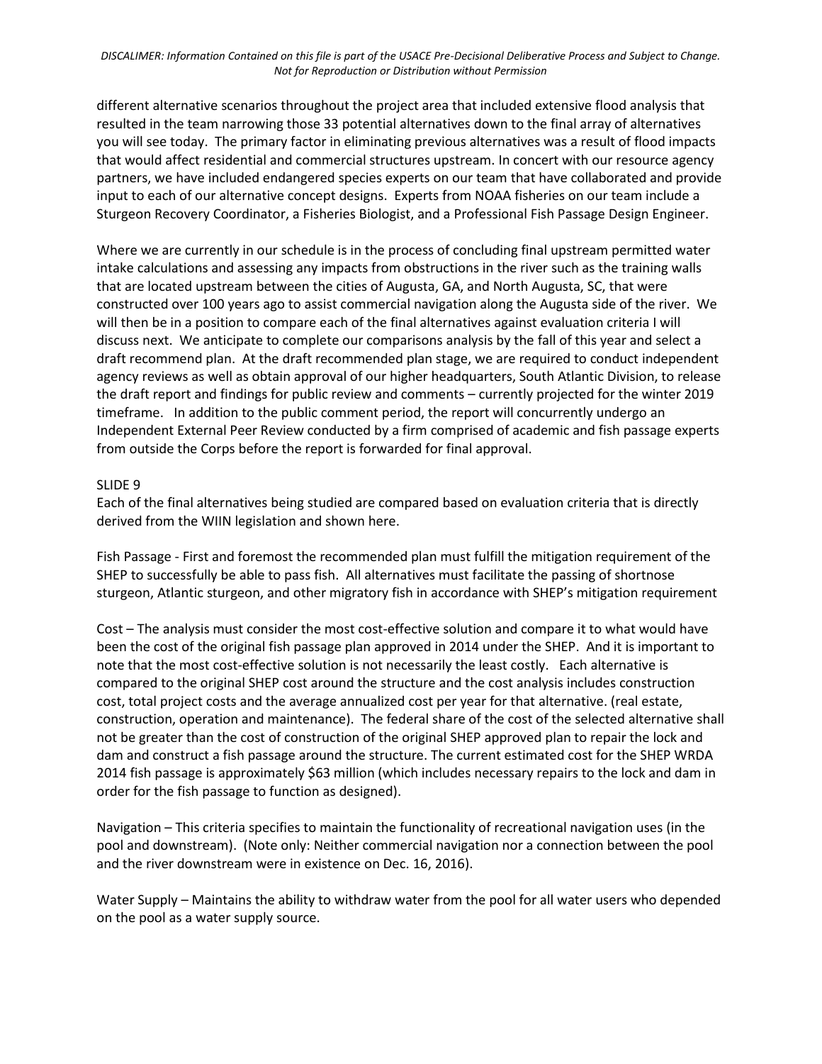different alternative scenarios throughout the project area that included extensive flood analysis that resulted in the team narrowing those 33 potential alternatives down to the final array of alternatives you will see today. The primary factor in eliminating previous alternatives was a result of flood impacts that would affect residential and commercial structures upstream. In concert with our resource agency partners, we have included endangered species experts on our team that have collaborated and provide input to each of our alternative concept designs. Experts from NOAA fisheries on our team include a Sturgeon Recovery Coordinator, a Fisheries Biologist, and a Professional Fish Passage Design Engineer.

Where we are currently in our schedule is in the process of concluding final upstream permitted water intake calculations and assessing any impacts from obstructions in the river such as the training walls that are located upstream between the cities of Augusta, GA, and North Augusta, SC, that were constructed over 100 years ago to assist commercial navigation along the Augusta side of the river. We will then be in a position to compare each of the final alternatives against evaluation criteria I will discuss next. We anticipate to complete our comparisons analysis by the fall of this year and select a draft recommend plan. At the draft recommended plan stage, we are required to conduct independent agency reviews as well as obtain approval of our higher headquarters, South Atlantic Division, to release the draft report and findings for public review and comments – currently projected for the winter 2019 timeframe. In addition to the public comment period, the report will concurrently undergo an Independent External Peer Review conducted by a firm comprised of academic and fish passage experts from outside the Corps before the report is forwarded for final approval.

SLIDE 9

Each of the final alternatives being studied are compared based on evaluation criteria that is directly derived from the WIIN legislation and shown here.

Fish Passage - First and foremost the recommended plan must fulfill the mitigation requirement of the SHEP to successfully be able to pass fish. All alternatives must facilitate the passing of shortnose sturgeon, Atlantic sturgeon, and other migratory fish in accordance with SHEP's mitigation requirement

Cost – The analysis must consider the most cost-effective solution and compare it to what would have been the cost of the original fish passage plan approved in 2014 under the SHEP. And it is important to note that the most cost-effective solution is not necessarily the least costly. Each alternative is compared to the original SHEP cost around the structure and the cost analysis includes construction cost, total project costs and the average annualized cost per year for that alternative. (real estate, construction, operation and maintenance). The federal share of the cost of the selected alternative shall not be greater than the cost of construction of the original SHEP approved plan to repair the lock and dam and construct a fish passage around the structure. The current estimated cost for the SHEP WRDA 2014 fish passage is approximately $63 million (which includes necessary repairs to the lock and dam in order for the fish passage to function as designed).

Navigation – This criteria specifies to maintain the functionality of recreational navigation uses (in the pool and downstream). (Note only: Neither commercial navigation nor a connection between the pool and the river downstream were in existence on Dec. 16, 2016).

Water Supply – Maintains the ability to withdraw water from the pool for all water users who depended on the pool as a water supply source.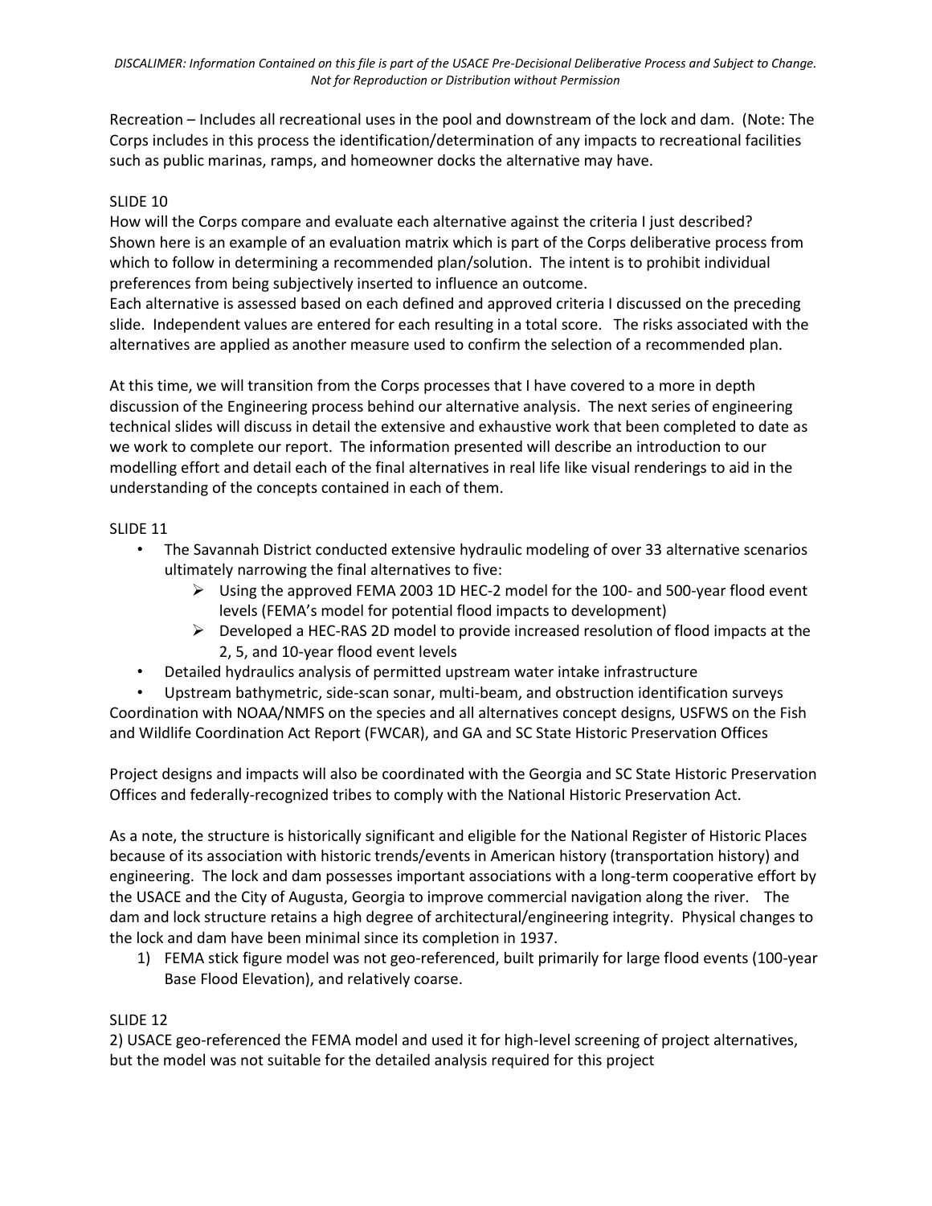Recreation – Includes all recreational uses in the pool and downstream of the lock and dam. (Note: The Corps includes in this process the identification/determination of any impacts to recreational facilities such as public marinas, ramps, and homeowner docks the alternative may have.

SLIDE 10

How will the Corps compare and evaluate each alternative against the criteria I just described? Shown here is an example of an evaluation matrix which is part of the Corps deliberative process from which to follow in determining a recommended plan/solution. The intent is to prohibit individual preferences from being subjectively inserted to influence an outcome.

Each alternative is assessed based on each defined and approved criteria I discussed on the preceding slide. Independent values are entered for each resulting in a total score. The risks associated with the alternatives are applied as another measure used to confirm the selection of a recommended plan.

At this time, we will transition from the Corps processes that I have covered to a more in depth discussion of the Engineering process behind our alternative analysis. The next series of engineering technical slides will discuss in detail the extensive and exhaustive work that been completed to date as we work to complete our report. The information presented will describe an introduction to our modelling effort and detail each of the final alternatives in real life like visual renderings to aid in the understanding of the concepts contained in each of them.

SLIDE 11

- The Savannah District conducted extensive hydraulic modeling of over 33 alternative scenarios ultimately narrowing the final alternatives to five:
  - Using the approved FEMA 2003 1D HEC-2 model for the 100- and 500-year flood event levels (FEMA's model for potential flood impacts to development)
  - Developed a HEC-RAS 2D model to provide increased resolution of flood impacts at the 2, 5, and 10-year flood event levels
- Detailed hydraulics analysis of permitted upstream water intake infrastructure
- Upstream bathymetric, side-scan sonar, multi-beam, and obstruction identification surveys

Coordination with NOAA/NMFS on the species and all alternatives concept designs, USFWS on the Fish and Wildlife Coordination Act Report (FWCAR), and GA and SC State Historic Preservation Offices

Project designs and impacts will also be coordinated with the Georgia and SC State Historic Preservation Offices and federally-recognized tribes to comply with the National Historic Preservation Act.

As a note, the structure is historically significant and eligible for the National Register of Historic Places because of its association with historic trends/events in American history (transportation history) and engineering. The lock and dam possesses important associations with a long-term cooperative effort by the USACE and the City of Augusta, Georgia to improve commercial navigation along the river. The dam and lock structure retains a high degree of architectural/engineering integrity. Physical changes to the lock and dam have been minimal since its completion in 1937.

1) FEMA stick figure model was not geo-referenced, built primarily for large flood events (100-year Base Flood Elevation), and relatively coarse.

SLIDE 12

2) USACE geo-referenced the FEMA model and used it for high-level screening of project alternatives, but the model was not suitable for the detailed analysis required for this project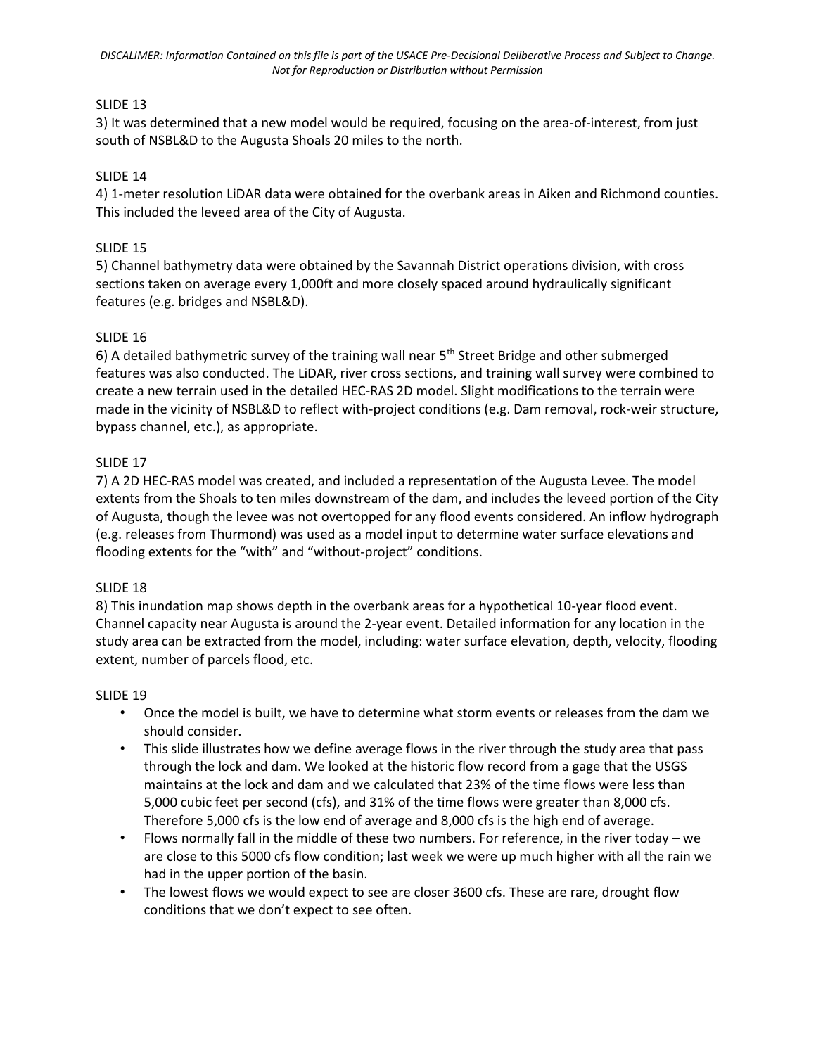SLIDE 13

3) It was determined that a new model would be required, focusing on the area-of-interest, from just south of NSBL&D to the Augusta Shoals 20 miles to the north.

SLIDE 14

4) 1-meter resolution LiDAR data were obtained for the overbank areas in Aiken and Richmond counties. This included the leveed area of the City of Augusta.

SLIDE 15

5) Channel bathymetry data were obtained by the Savannah District operations division, with cross sections taken on average every 1,000ft and more closely spaced around hydraulically significant features (e.g. bridges and NSBL&D).

SLIDE 16

6) A detailed bathymetric survey of the training wall near 5th Street Bridge and other submerged features was also conducted. The LiDAR, river cross sections, and training wall survey were combined to create a new terrain used in the detailed HEC-RAS 2D model. Slight modifications to the terrain were made in the vicinity of NSBL&D to reflect with-project conditions (e.g. Dam removal, rock-weir structure, bypass channel, etc.), as appropriate.

SLIDE 17

7) A 2D HEC-RAS model was created, and included a representation of the Augusta Levee. The model extents from the Shoals to ten miles downstream of the dam, and includes the leveed portion of the City of Augusta, though the levee was not overtopped for any flood events considered. An inflow hydrograph (e.g. releases from Thurmond) was used as a model input to determine water surface elevations and flooding extents for the "with" and "without-project" conditions.

SLIDE 18

8) This inundation map shows depth in the overbank areas for a hypothetical 10-year flood event. Channel capacity near Augusta is around the 2-year event. Detailed information for any location in the study area can be extracted from the model, including: water surface elevation, depth, velocity, flooding extent, number of parcels flood, etc.

SLIDE 19

- Once the model is built, we have to determine what storm events or releases from the dam we should consider.
- This slide illustrates how we define average flows in the river through the study area that pass through the lock and dam. We looked at the historic flow record from a gage that the USGS maintains at the lock and dam and we calculated that 23% of the time flows were less than 5,000 cubic feet per second (cfs), and 31% of the time flows were greater than 8,000 cfs. Therefore 5,000 cfs is the low end of average and 8,000 cfs is the high end of average.
- Flows normally fall in the middle of these two numbers. For reference, in the river today – we are close to this 5000 cfs flow condition; last week we were up much higher with all the rain we had in the upper portion of the basin.
- The lowest flows we would expect to see are closer 3600 cfs. These are rare, drought flow conditions that we don't expect to see often.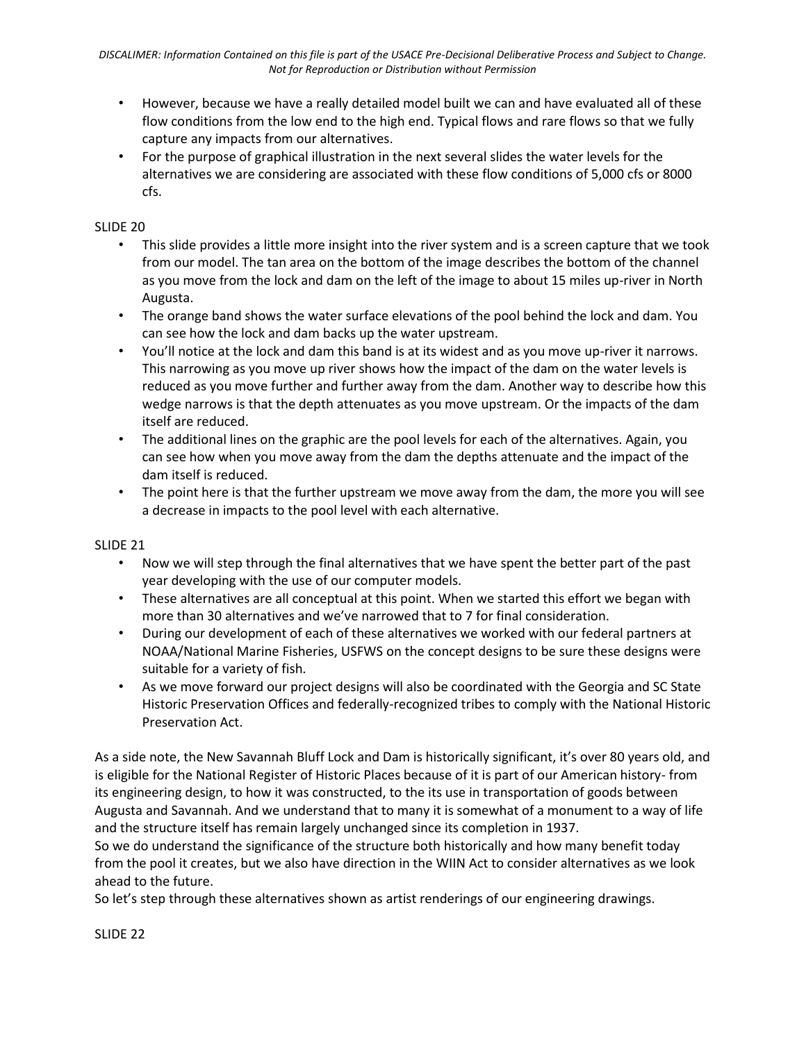- However, because we have a really detailed model built we can and have evaluated all of these flow conditions from the low end to the high end. Typical flows and rare flows so that we fully capture any impacts from our alternatives.
- For the purpose of graphical illustration in the next several slides the water levels for the alternatives we are considering are associated with these flow conditions of 5,000 cfs or 8000 cfs.

SLIDE 20

- This slide provides a little more insight into the river system and is a screen capture that we took from our model. The tan area on the bottom of the image describes the bottom of the channel as you move from the lock and dam on the left of the image to about 15 miles up-river in North Augusta.
- The orange band shows the water surface elevations of the pool behind the lock and dam. You can see how the lock and dam backs up the water upstream.
- You'll notice at the lock and dam this band is at its widest and as you move up-river it narrows. This narrowing as you move up river shows how the impact of the dam on the water levels is reduced as you move further and further away from the dam. Another way to describe how this wedge narrows is that the depth attenuates as you move upstream. Or the impacts of the dam itself are reduced.
- The additional lines on the graphic are the pool levels for each of the alternatives. Again, you can see how when you move away from the dam the depths attenuate and the impact of the dam itself is reduced.
- The point here is that the further upstream we move away from the dam, the more you will see a decrease in impacts to the pool level with each alternative.

SLIDE 21

- Now we will step through the final alternatives that we have spent the better part of the past year developing with the use of our computer models.
- These alternatives are all conceptual at this point. When we started this effort we began with more than 30 alternatives and we've narrowed that to 7 for final consideration.
- During our development of each of these alternatives we worked with our federal partners at NOAA/National Marine Fisheries, USFWS on the concept designs to be sure these designs were suitable for a variety of fish.
- As we move forward our project designs will also be coordinated with the Georgia and SC State Historic Preservation Offices and federally-recognized tribes to comply with the National Historic Preservation Act.

As a side note, the New Savannah Bluff Lock and Dam is historically significant, it's over 80 years old, and is eligible for the National Register of Historic Places because of it is part of our American history- from its engineering design, to how it was constructed, to the its use in transportation of goods between Augusta and Savannah. And we understand that to many it is somewhat of a monument to a way of life and the structure itself has remain largely unchanged since its completion in 1937.
So we do understand the significance of the structure both historically and how many benefit today from the pool it creates, but we also have direction in the WIIN Act to consider alternatives as we look ahead to the future.
So let's step through these alternatives shown as artist renderings of our engineering drawings.

SLIDE 22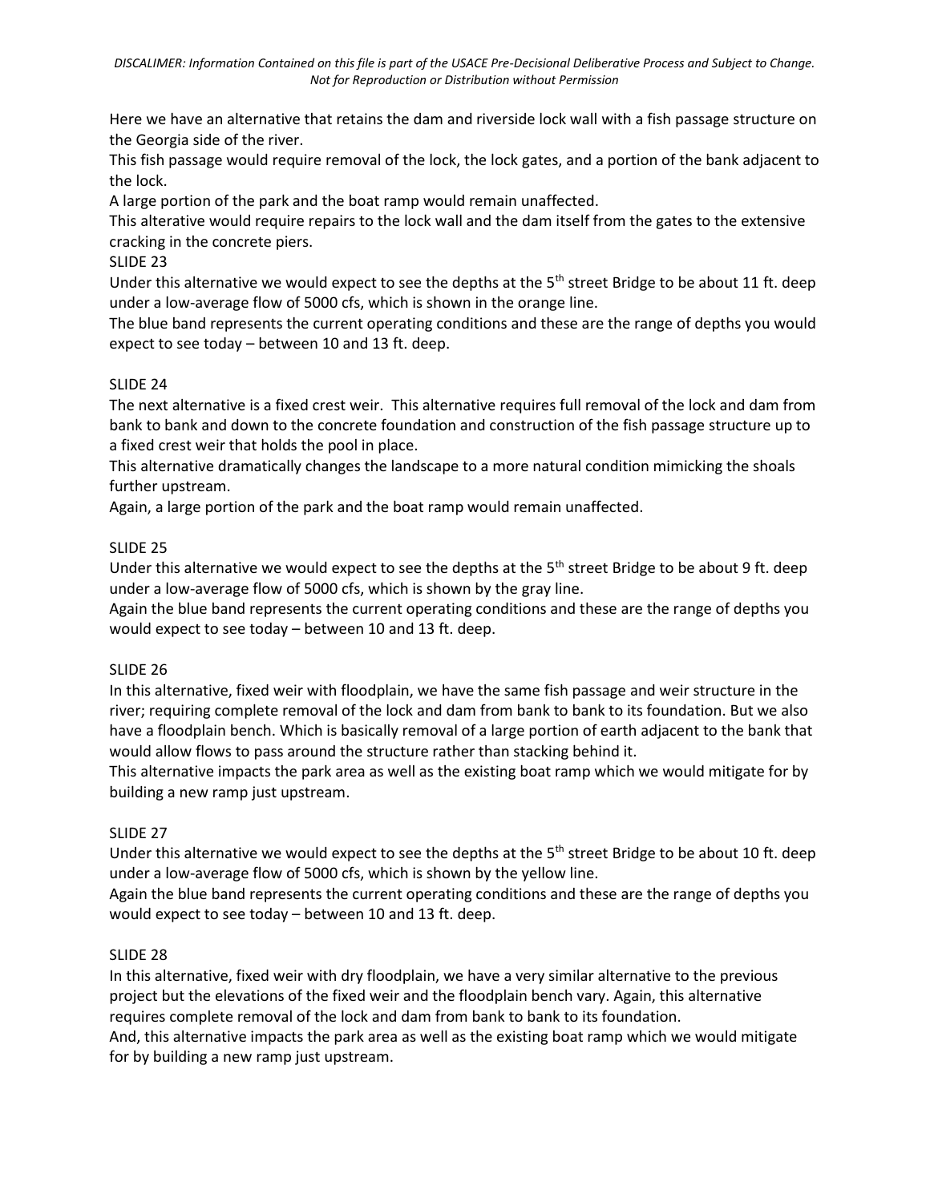Here we have an alternative that retains the dam and riverside lock wall with a fish passage structure on the Georgia side of the river.

This fish passage would require removal of the lock, the lock gates, and a portion of the bank adjacent to the lock.

A large portion of the park and the boat ramp would remain unaffected.

This alterative would require repairs to the lock wall and the dam itself from the gates to the extensive cracking in the concrete piers.

SLIDE 23

Under this alternative we would expect to see the depths at the 5th street Bridge to be about 11 ft. deep under a low-average flow of 5000 cfs, which is shown in the orange line.

The blue band represents the current operating conditions and these are the range of depths you would expect to see today – between 10 and 13 ft. deep.

SLIDE 24

The next alternative is a fixed crest weir. This alternative requires full removal of the lock and dam from bank to bank and down to the concrete foundation and construction of the fish passage structure up to a fixed crest weir that holds the pool in place.

This alternative dramatically changes the landscape to a more natural condition mimicking the shoals further upstream.

Again, a large portion of the park and the boat ramp would remain unaffected.

SLIDE 25

Under this alternative we would expect to see the depths at the 5th street Bridge to be about 9 ft. deep under a low-average flow of 5000 cfs, which is shown by the gray line.

Again the blue band represents the current operating conditions and these are the range of depths you would expect to see today – between 10 and 13 ft. deep.

SLIDE 26

In this alternative, fixed weir with floodplain, we have the same fish passage and weir structure in the river; requiring complete removal of the lock and dam from bank to bank to its foundation. But we also have a floodplain bench. Which is basically removal of a large portion of earth adjacent to the bank that would allow flows to pass around the structure rather than stacking behind it.

This alternative impacts the park area as well as the existing boat ramp which we would mitigate for by building a new ramp just upstream.

SLIDE 27

Under this alternative we would expect to see the depths at the 5th street Bridge to be about 10 ft. deep under a low-average flow of 5000 cfs, which is shown by the yellow line.

Again the blue band represents the current operating conditions and these are the range of depths you would expect to see today – between 10 and 13 ft. deep.

SLIDE 28

In this alternative, fixed weir with dry floodplain, we have a very similar alternative to the previous project but the elevations of the fixed weir and the floodplain bench vary. Again, this alternative requires complete removal of the lock and dam from bank to bank to its foundation.

And, this alternative impacts the park area as well as the existing boat ramp which we would mitigate for by building a new ramp just upstream.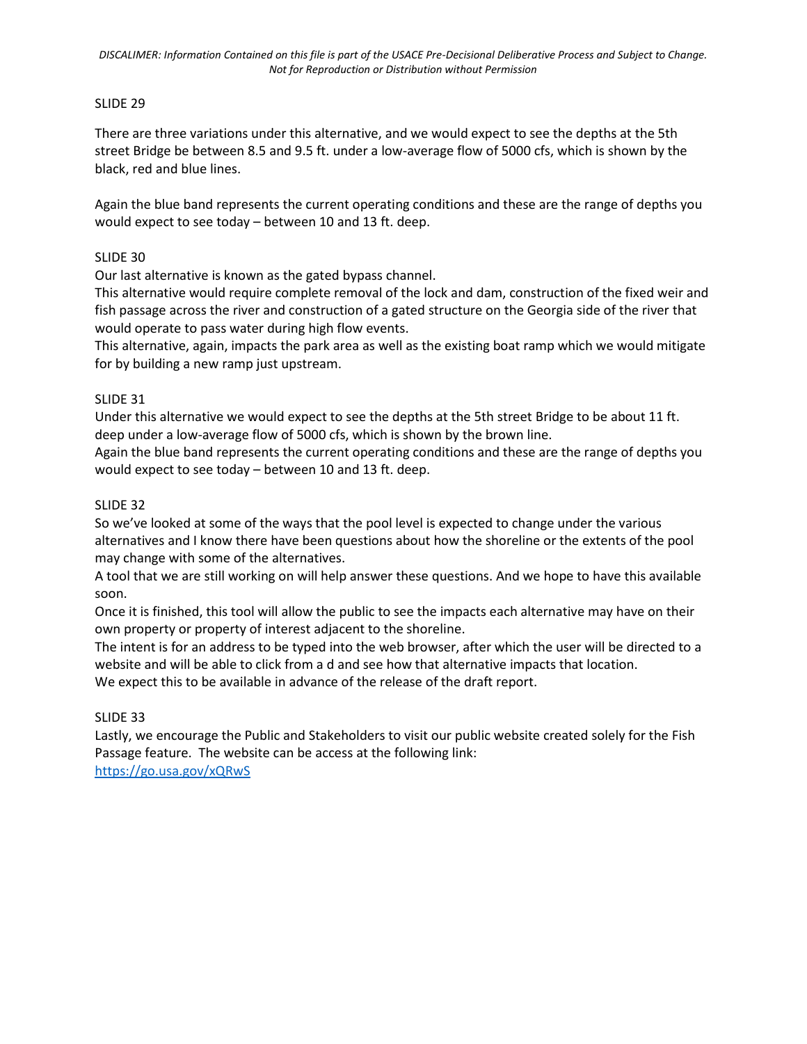SLIDE 29

There are three variations under this alternative, and we would expect to see the depths at the 5th street Bridge be between 8.5 and 9.5 ft. under a low-average flow of 5000 cfs, which is shown by the black, red and blue lines.

Again the blue band represents the current operating conditions and these are the range of depths you would expect to see today – between 10 and 13 ft. deep.

SLIDE 30

Our last alternative is known as the gated bypass channel.

This alternative would require complete removal of the lock and dam, construction of the fixed weir and fish passage across the river and construction of a gated structure on the Georgia side of the river that would operate to pass water during high flow events.

This alternative, again, impacts the park area as well as the existing boat ramp which we would mitigate for by building a new ramp just upstream.

SLIDE 31

Under this alternative we would expect to see the depths at the 5th street Bridge to be about 11 ft. deep under a low-average flow of 5000 cfs, which is shown by the brown line.

Again the blue band represents the current operating conditions and these are the range of depths you would expect to see today – between 10 and 13 ft. deep.

SLIDE 32

So we've looked at some of the ways that the pool level is expected to change under the various alternatives and I know there have been questions about how the shoreline or the extents of the pool may change with some of the alternatives.

A tool that we are still working on will help answer these questions. And we hope to have this available soon.

Once it is finished, this tool will allow the public to see the impacts each alternative may have on their own property or property of interest adjacent to the shoreline.

The intent is for an address to be typed into the web browser, after which the user will be directed to a website and will be able to click from a d and see how that alternative impacts that location.

We expect this to be available in advance of the release of the draft report.

SLIDE 33

Lastly, we encourage the Public and Stakeholders to visit our public website created solely for the Fish Passage feature. The website can be access at the following link:

https://go.usa.gov/xQRwS